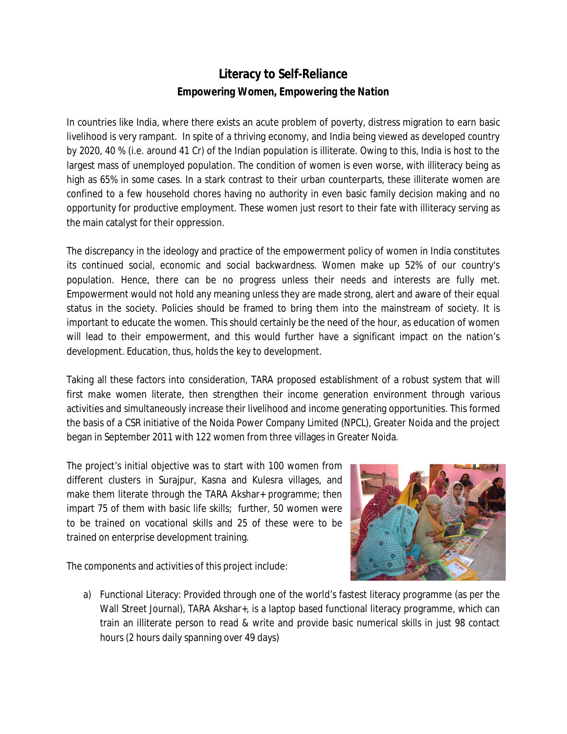# Literacy to Self-Reliance

## Empowering Women, Empowering the Nation

In countries like India, where there exists an acute problem of poverty, distress migration to earn basic livelihood is very rampant. In spite of a thriving economy, and India being viewed as developed country by 2020, 40 % (i.e. around 41 Cr) of the Indian population is illiterate. Owing to this, India is host to the largest mass of unemployed population. The condition of women is even worse, with illiteracy being as high as 65% in some cases. In a stark contrast to their urban counterparts, these illiterate women are confined to a few household chores having no authority in even basic family decision making and no opportunity for productive employment. These women just resort to their fate with illiteracy serving as the main catalyst for their oppression.

The discrepancy in the ideology and practice of the empowerment policy of women in India constitutes its continued social, economic and social backwardness. Women make up 52% of our country's population. Hence, there can be no progress unless their needs and interests are fully met. Empowerment would not hold any meaning unless they are made strong, alert and aware of their equal status in the society. Policies should be framed to bring them into the mainstream of society. It is important to educate the women. This should certainly be the need of the hour, as education of women will lead to their empowerment, and this would further have a significant impact on the nation's development. Education, thus, holds the key to development.

Taking all these factors into consideration, TARA proposed establishment of a robust system that will first make women literate, then strengthen their income generation environment through various activities and simultaneously increase their livelihood and income generating opportunities. This formed the basis of a CSR initiative of the Noida Power Company Limited (NPCL), Greater Noida and the project began in September 2011 with 122 women from three villages in Greater Noida.

The project's initial objective was to start with 100 women from different clusters in Surajpur, Kasna and Kulesra villages, and make them literate through the TARA Akshar+ programme; then impart 75 of them with basic life skills; further, 50 women were to be trained on vocational skills and 25 of these were to be trained on enterprise development training.

The components and activities of this project include:

a) Functional Literacy: Provided through one of the world's fastest literacy programme (as per the Wall Street Journal), TARA Akshar+, is a laptop based functional literacy programme, which can train an illiterate person to read & write and provide basic numerical skills in just 98 contact hours (2 hours daily spanning over 49 days)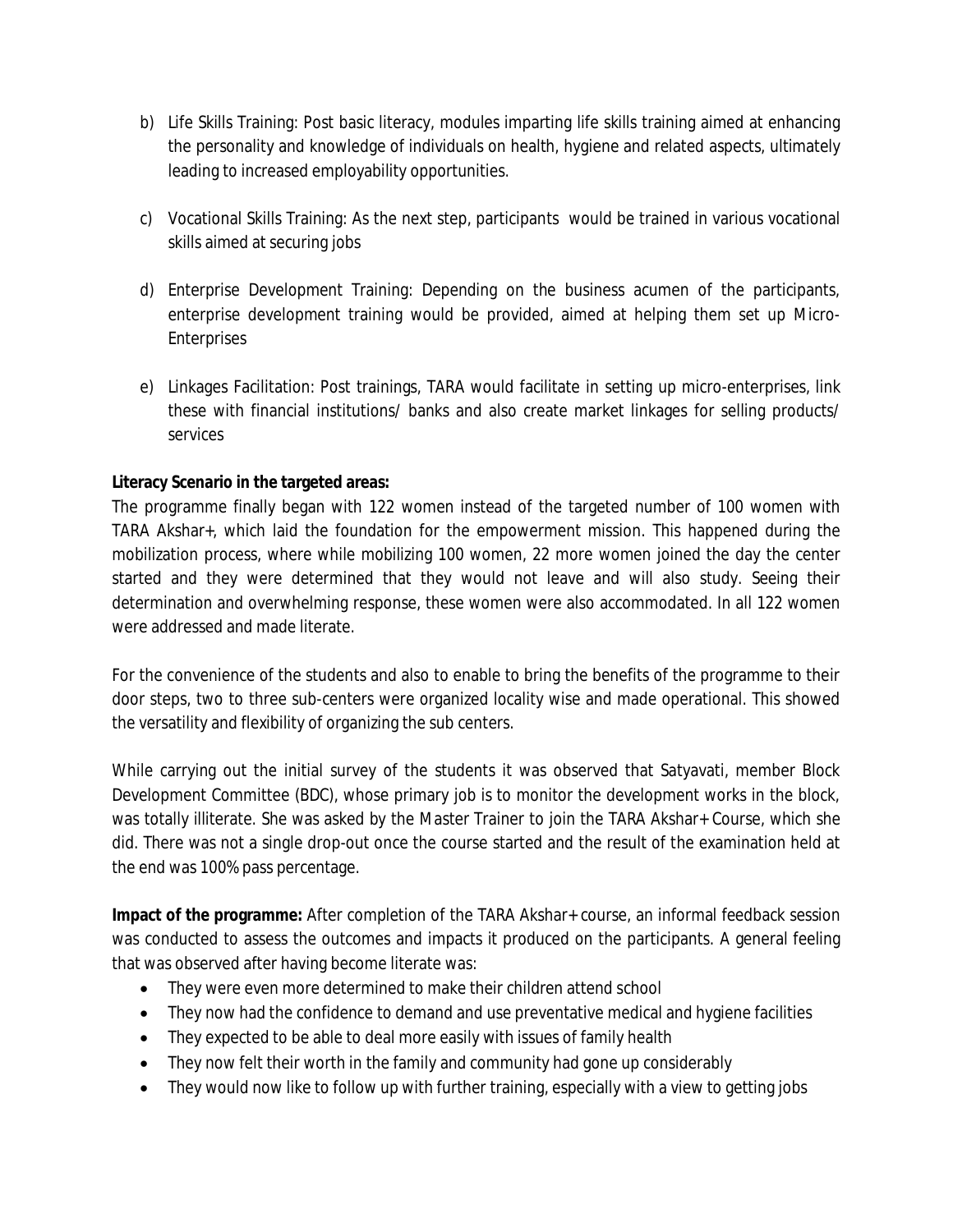b) Life Skills Training: Post basic literacy, modules imparting life skills training aimed at enhancing the personality and knowledge of individuals on health, hygiene and related aspects, ultimately leading to increased employability opportunities.

c) Vocational Skills Training: As the next step, participants would be trained in various vocational skills aimed at securing jobs

d) Enterprise Development Training: Depending on the business acumen of the participants, enterprise development training would be provided, aimed at helping them set up Micro-Enterprises

e) Linkages Facilitation: Post trainings, TARA would facilitate in setting up micro-enterprises, link these with financial institutions/ banks and also create market linkages for selling products/ services

**Literacy Scenario in the targeted areas:**

The programme finally began with 122 women instead of the targeted number of 100 women with TARA Akshar+, which laid the foundation for the empowerment mission. This happened during the mobilization process, where while mobilizing 100 women, 22 more women joined the day the center started and they were determined that they would not leave and will also study. Seeing their determination and overwhelming response, these women were also accommodated. In all 122 women were addressed and made literate.

For the convenience of the students and also to enable to bring the benefits of the programme to their door steps, two to three sub-centers were organized locality wise and made operational. This showed the versatility and flexibility of organizing the sub centers.

While carrying out the initial survey of the students it was observed that Satyavati, member Block Development Committee (BDC), whose primary job is to monitor the development works in the block, was totally illiterate. She was asked by the Master Trainer to join the TARA Akshar+ Course, which she did. There was not a single drop-out once the course started and the result of the examination held at the end was 100% pass percentage.

**Impact of the programme:** After completion of the TARA Akshar+ course, an informal feedback session was conducted to assess the outcomes and impacts it produced on the participants. A general feeling that was observed after having become literate was:

- They were even more determined to make their children attend school
- They now had the confidence to demand and use preventative medical and hygiene facilities
- They expected to be able to deal more easily with issues of family health
- They now felt their worth in the family and community had gone up considerably
- They would now like to follow up with further training, especially with a view to getting jobs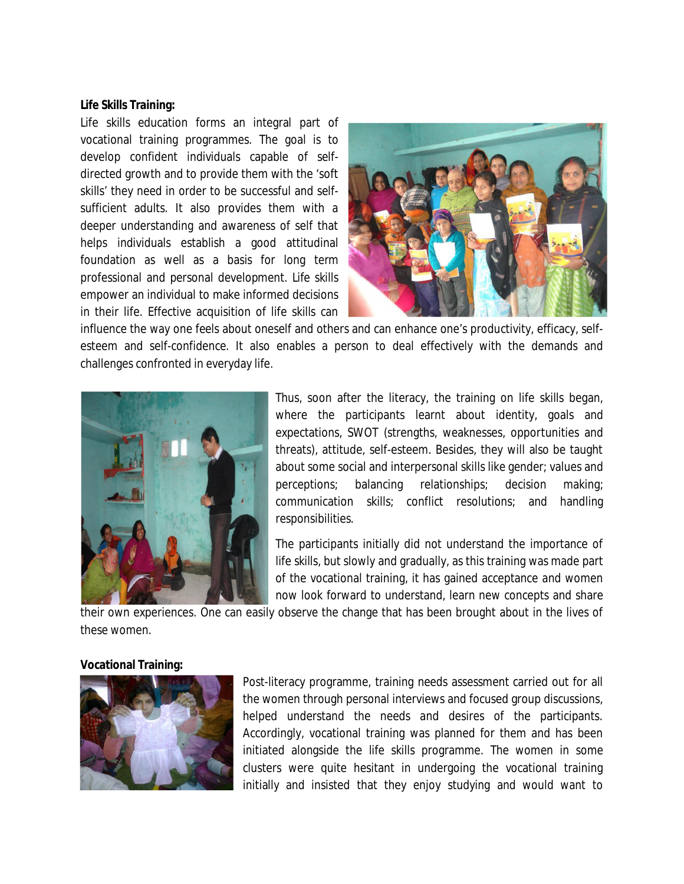**Life Skills Training:**

Life skills education forms an integral part of vocational training programmes. The goal is to develop confident individuals capable of self-directed growth and to provide them with the 'soft skills' they need in order to be successful and self-sufficient adults. It also provides them with a deeper understanding and awareness of self that helps individuals establish a good attitudinal foundation as well as a basis for long term professional and personal development. Life skills empower an individual to make informed decisions in their life. Effective acquisition of life skills can influence the way one feels about oneself and others and can enhance one's productivity, efficacy, self-esteem and self-confidence. It also enables a person to deal effectively with the demands and challenges confronted in everyday life.

Thus, soon after the literacy, the training on life skills began, where the participants learnt about identity, goals and expectations, SWOT (strengths, weaknesses, opportunities and threats), attitude, self-esteem. Besides, they will also be taught about some social and interpersonal skills like gender; values and perceptions; balancing relationships; decision making; communication skills; conflict resolutions; and handling responsibilities.

The participants initially did not understand the importance of life skills, but slowly and gradually, as this training was made part of the vocational training, it has gained acceptance and women now look forward to understand, learn new concepts and share their own experiences. One can easily observe the change that has been brought about in the lives of these women.

**Vocational Training:**

Post-literacy programme, training needs assessment carried out for all the women through personal interviews and focused group discussions, helped understand the needs and desires of the participants. Accordingly, vocational training was planned for them and has been initiated alongside the life skills programme. The women in some clusters were quite hesitant in undergoing the vocational training initially and insisted that they enjoy studying and would want to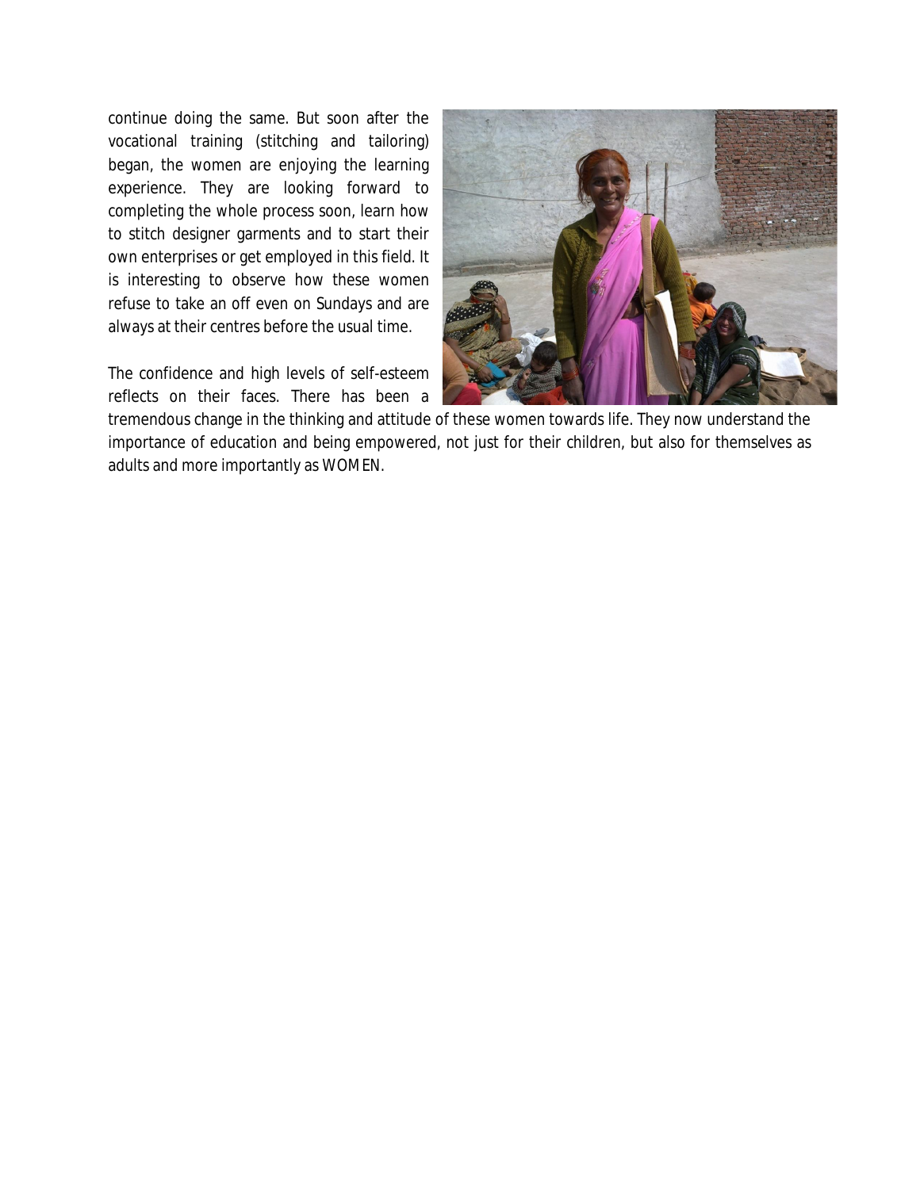continue doing the same. But soon after the vocational training (stitching and tailoring) began, the women are enjoying the learning experience. They are looking forward to completing the whole process soon, learn how to stitch designer garments and to start their own enterprises or get employed in this field. It is interesting to observe how these women refuse to take an off even on Sundays and are always at their centres before the usual time.

The confidence and high levels of self-esteem reflects on their faces. There has been a tremendous change in the thinking and attitude of these women towards life. They now understand the importance of education and being empowered, not just for their children, but also for themselves as adults and more importantly as WOMEN.